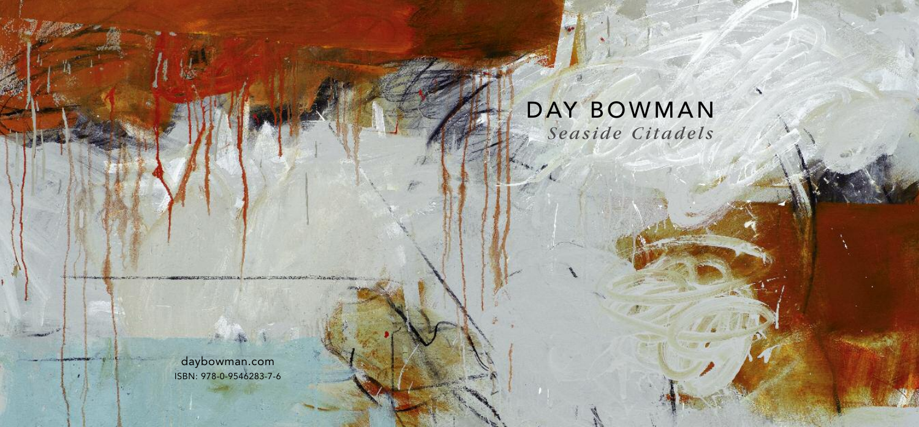# DAY BOWMAN

*Seaside Citadels*

daybowman.com

ISBN: 978-0-9546283-7-6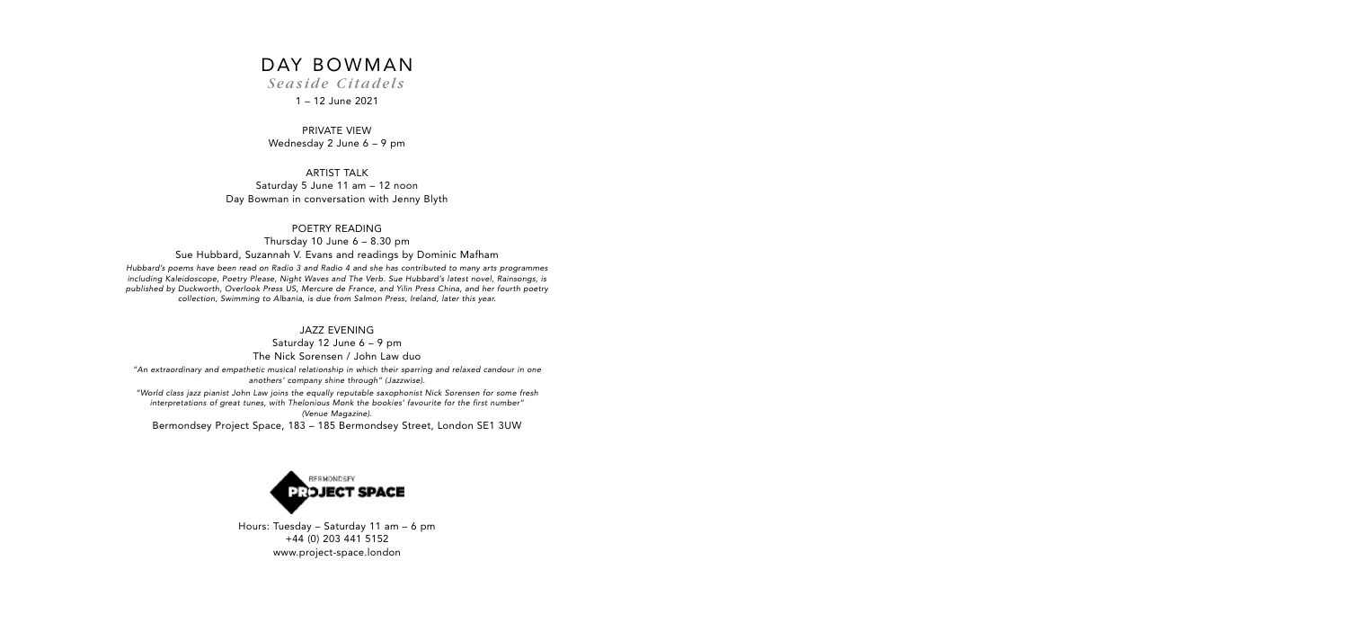# DAY BOWMAN

*Seaside Citadels*

1 – 12 June 2021

PRIVATE VIEW
Wednesday 2 June 6 – 9 pm

ARTIST TALK
Saturday 5 June 11 am – 12 noon
Day Bowman in conversation with Jenny Blyth

POETRY READING
Thursday 10 June 6 – 8.30 pm
Sue Hubbard, Suzannah V. Evans and readings by Dominic Mafham

*Hubbard's poems have been read on Radio 3 and Radio 4 and she has contributed to many arts programmes including Kaleidoscope, Poetry Please, Night Waves and The Verb. Sue Hubbard's latest novel, Rainsongs, is published by Duckworth, Overlook Press US, Mercure de France, and Yilin Press China, and her fourth poetry collection, Swimming to Albania, is due from Salmon Press, Ireland, later this year.*

JAZZ EVENING
Saturday 12 June 6 – 9 pm
The Nick Sorensen / John Law duo

*"An extraordinary and empathetic musical relationship in which their sparring and relaxed candour in one anothers' company shine through" (Jazzwise).*

*"World class jazz pianist John Law joins the equally reputable saxophonist Nick Sorensen for some fresh interpretations of great tunes, with Thelonious Monk the bookies' favourite for the first number" (Venue Magazine).*

Bermondsey Project Space, 183 – 185 Bermondsey Street, London SE1 3UW

BERMONDSEY PROJECT SPACE

Hours: Tuesday – Saturday 11 am – 6 pm
+44 (0) 203 441 5152
www.project-space.london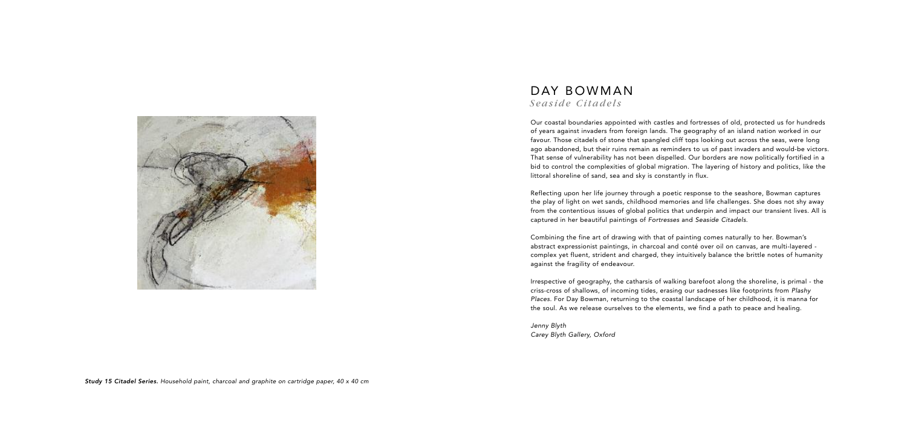# DAY BOWMAN

## *Seaside Citadels*

Our coastal boundaries appointed with castles and fortresses of old, protected us for hundreds of years against invaders from foreign lands. The geography of an island nation worked in our favour. Those citadels of stone that spangled cliff tops looking out across the seas, were long ago abandoned, but their ruins remain as reminders to us of past invaders and would-be victors. That sense of vulnerability has not been dispelled. Our borders are now politically fortified in a bid to control the complexities of global migration. The layering of history and politics, like the littoral shoreline of sand, sea and sky is constantly in flux.

Reflecting upon her life journey through a poetic response to the seashore, Bowman captures the play of light on wet sands, childhood memories and life challenges. She does not shy away from the contentious issues of global politics that underpin and impact our transient lives. All is captured in her beautiful paintings of *Fortresses* and *Seaside Citadels.*

Combining the fine art of drawing with that of painting comes naturally to her. Bowman's abstract expressionist paintings, in charcoal and conté over oil on canvas, are multi-layered - complex yet fluent, strident and charged, they intuitively balance the brittle notes of humanity against the fragility of endeavour.

Irrespective of geography, the catharsis of walking barefoot along the shoreline, is primal - the criss-cross of shallows, of incoming tides, erasing our sadnesses like footprints from *Plashy Places.* For Day Bowman, returning to the coastal landscape of her childhood, it is manna for the soul. As we release ourselves to the elements, we find a path to peace and healing.

*Jenny Blyth*
*Carey Blyth Gallery, Oxford*

***Study 15 Citadel Series.*** *Household paint, charcoal and graphite on cartridge paper, 40 x 40 cm*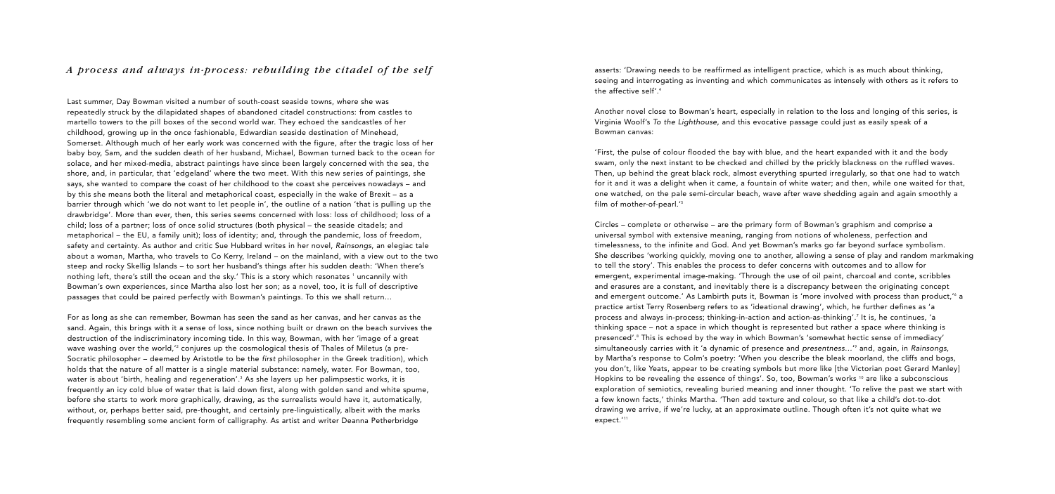## *A process and always in-process: rebuilding the citadel of the self*

Last summer, Day Bowman visited a number of south-coast seaside towns, where she was repeatedly struck by the dilapidated shapes of abandoned citadel constructions: from castles to martello towers to the pill boxes of the second world war. They echoed the sandcastles of her childhood, growing up in the once fashionable, Edwardian seaside destination of Minehead, Somerset. Although much of her early work was concerned with the figure, after the tragic loss of her baby boy, Sam, and the sudden death of her husband, Michael, Bowman turned back to the ocean for solace, and her mixed-media, abstract paintings have since been largely concerned with the sea, the shore, and, in particular, that 'edgeland' where the two meet. With this new series of paintings, she says, she wanted to compare the coast of her childhood to the coast she perceives nowadays – and by this she means both the literal and metaphorical coast, especially in the wake of Brexit – as a barrier through which 'we do not want to let people in', the outline of a nation 'that is pulling up the drawbridge'. More than ever, then, this series seems concerned with loss: loss of childhood; loss of a child; loss of a partner; loss of once solid structures (both physical – the seaside citadels; and metaphorical – the EU, a family unit); loss of identity; and, through the pandemic, loss of freedom, safety and certainty. As author and critic Sue Hubbard writes in her novel, *Rainsongs*, an elegiac tale about a woman, Martha, who travels to Co Kerry, Ireland – on the mainland, with a view out to the two steep and rocky Skellig Islands – to sort her husband's things after his sudden death: 'When there's nothing left, there's still the ocean and the sky.' This is a story which resonates [1] uncannily with Bowman's own experiences, since Martha also lost her son; as a novel, too, it is full of descriptive passages that could be paired perfectly with Bowman's paintings. To this we shall return…

For as long as she can remember, Bowman has seen the sand as her canvas, and her canvas as the sand. Again, this brings with it a sense of loss, since nothing built or drawn on the beach survives the destruction of the indiscriminatory incoming tide. In this way, Bowman, with her 'image of a great wave washing over the world,'[2] conjures up the cosmological thesis of Thales of Miletus (a pre-Socratic philosopher – deemed by Aristotle to be the *first* philosopher in the Greek tradition), which holds that the nature of *all* matter is a single material substance: namely, water. For Bowman, too, water is about 'birth, healing and regeneration'.[3] As she layers up her palimpsestic works, it is frequently an icy cold blue of water that is laid down first, along with golden sand and white spume, before she starts to work more graphically, drawing, as the surrealists would have it, automatically, without, or, perhaps better said, pre-thought, and certainly pre-linguistically, albeit with the marks frequently resembling some ancient form of calligraphy. As artist and writer Deanna Petherbridge asserts: 'Drawing needs to be reaffirmed as intelligent practice, which is as much about thinking, seeing and interrogating as inventing and which communicates as intensely with others as it refers to the affective self'.[4]

Another novel close to Bowman's heart, especially in relation to the loss and longing of this series, is Virginia Woolf's *To the Lighthouse*, and this evocative passage could just as easily speak of a Bowman canvas:

'First, the pulse of colour flooded the bay with blue, and the heart expanded with it and the body swam, only the next instant to be checked and chilled by the prickly blackness on the ruffled waves. Then, up behind the great black rock, almost everything spurted irregularly, so that one had to watch for it and it was a delight when it came, a fountain of white water; and then, while one waited for that, one watched, on the pale semi-circular beach, wave after wave shedding again and again smoothly a film of mother-of-pearl.'[5]

Circles – complete or otherwise – are the primary form of Bowman's graphism and comprise a universal symbol with extensive meaning, ranging from notions of wholeness, perfection and timelessness, to the infinite and God. And yet Bowman's marks go far beyond surface symbolism. She describes 'working quickly, moving one to another, allowing a sense of play and random markmaking to tell the story'. This enables the process to defer concerns with outcomes and to allow for emergent, experimental image-making. 'Through the use of oil paint, charcoal and conte, scribbles and erasures are a constant, and inevitably there is a discrepancy between the originating concept and emergent outcome.' As Lambirth puts it, Bowman is 'more involved with process than product,'[6] a practice artist Terry Rosenberg refers to as 'ideational drawing', which, he further defines as 'a process and always in-process; thinking-in-action and action-as-thinking'.[7] It is, he continues, 'a thinking space – not a space in which thought is represented but rather a space where thinking is presenced'.[8] This is echoed by the way in which Bowman's 'somewhat hectic sense of immediacy' simultaneously carries with it 'a dynamic of presence and *presentness*…'[9] and, again, in *Rainsongs*, by Martha's response to Colm's poetry: 'When you describe the bleak moorland, the cliffs and bogs, you don't, like Yeats, appear to be creating symbols but more like [the Victorian poet Gerard Manley] Hopkins to be revealing the essence of things'. So, too, Bowman's works [10] are like a subconscious exploration of semiotics, revealing buried meaning and inner thought. 'To relive the past we start with a few known facts,' thinks Martha. 'Then add texture and colour, so that like a child's dot-to-dot drawing we arrive, if we're lucky, at an approximate outline. Though often it's not quite what we expect.'[11]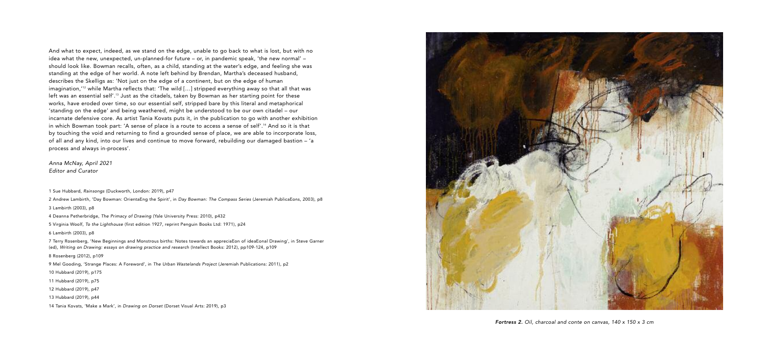And what to expect, indeed, as we stand on the edge, unable to go back to what is lost, but with no idea what the new, unexpected, un-planned-for future – or, in pandemic speak, 'the new normal' – should look like. Bowman recalls, often, as a child, standing at the water's edge, and feeling she was standing at the edge of her world. A note left behind by Brendan, Martha's deceased husband, describes the Skelligs as: 'Not just on the edge of a continent, but on the edge of human imagination,'[12] while Martha reflects that: 'The wild […] stripped everything away so that all that was left was an essential self'.[13] Just as the citadels, taken by Bowman as her starting point for these works, have eroded over time, so our essential self, stripped bare by this literal and metaphorical 'standing on the edge' and being weathered, might be understood to be our own citadel – our incarnate defensive core. As artist Tania Kovats puts it, in the publication to go with another exhibition in which Bowman took part: 'A sense of place is a route to access a sense of self'.[14] And so it is that by touching the void and returning to find a grounded sense of place, we are able to incorporate loss, of all and any kind, into our lives and continue to move forward, rebuilding our damaged bastion – 'a process and always in-process'.

*Anna McNay, April 2021*
*Editor and Curator*

1 Sue Hubbard, *Rainsongs* (Duckworth, London: 2019), p47

2 Andrew Lambirth, 'Day Bowman: OrientaEng the Spirit', in *Day Bowman: The Compass Series* (Jeremiah PublicaEons, 2003), p8

3 Lambirth (2003), p8

4 Deanna Petherbridge, *The Primacy of Drawing* (Yale University Press: 2010), p432

5 Virginia Woolf, *To the Lighthouse* (first edition 1927, reprint Penguin Books Ltd: 1971), p24

6 Lambirth (2003), p8

7 Terry Rosenberg, 'New Beginnings and Monstrous births: Notes towards an appreciaEon of ideaEonal Drawing', in Steve Garner (ed), *Writing on Drawing: essays on drawing practice and research* (Intellect Books: 2012), pp109-124, p109

8 Rosenberg (2012), p109

9 Mel Gooding, 'Strange Places: A Foreword', in *The Urban Wastelands Project* (Jeremiah Publications: 2011), p2

10 Hubbard (2019), p175

11 Hubbard (2019), p75

12 Hubbard (2019), p47

13 Hubbard (2019), p44

14 Tania Kovats, 'Make a Mark', in *Drawing on Dorset* (Dorset Visual Arts: 2019), p3

***Fortress 2.*** *Oil, charcoal and conte on canvas, 140 x 150 x 3 cm*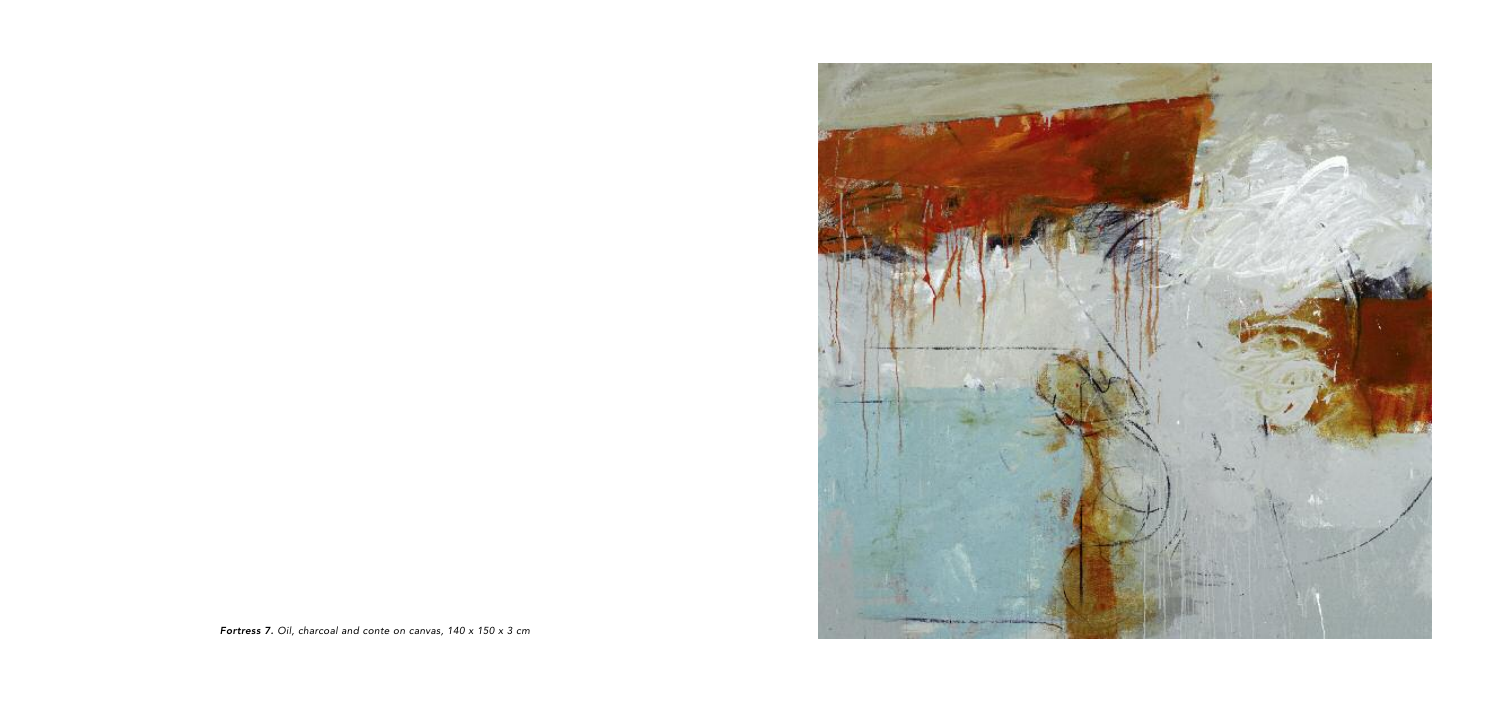***Fortress 7.*** *Oil, charcoal and conte on canvas, 140 x 150 x 3 cm*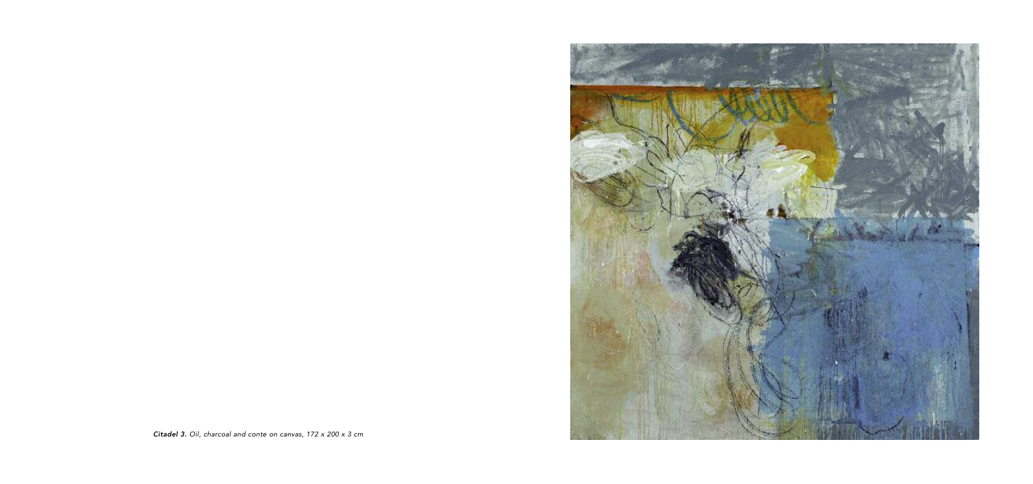***Citadel 3.*** *Oil, charcoal and conte on canvas, 172 x 200 x 3 cm*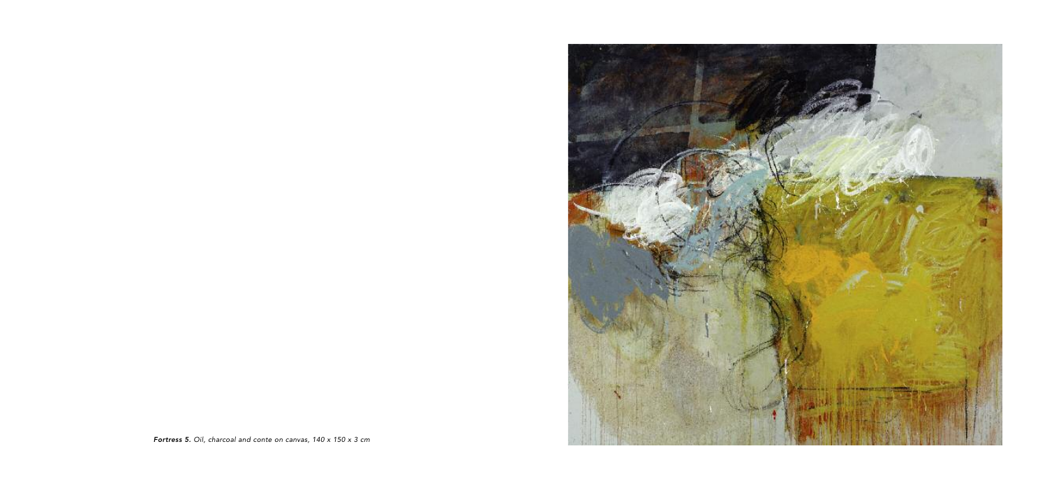***Fortress 5.*** *Oil, charcoal and conte on canvas, 140 x 150 x 3 cm*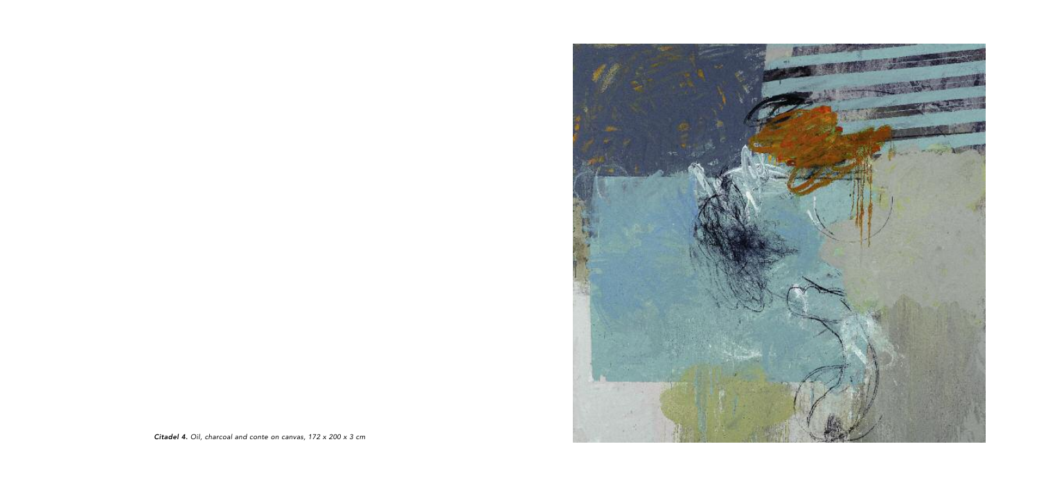***Citadel 4.*** *Oil, charcoal and conte on canvas, 172 x 200 x 3 cm*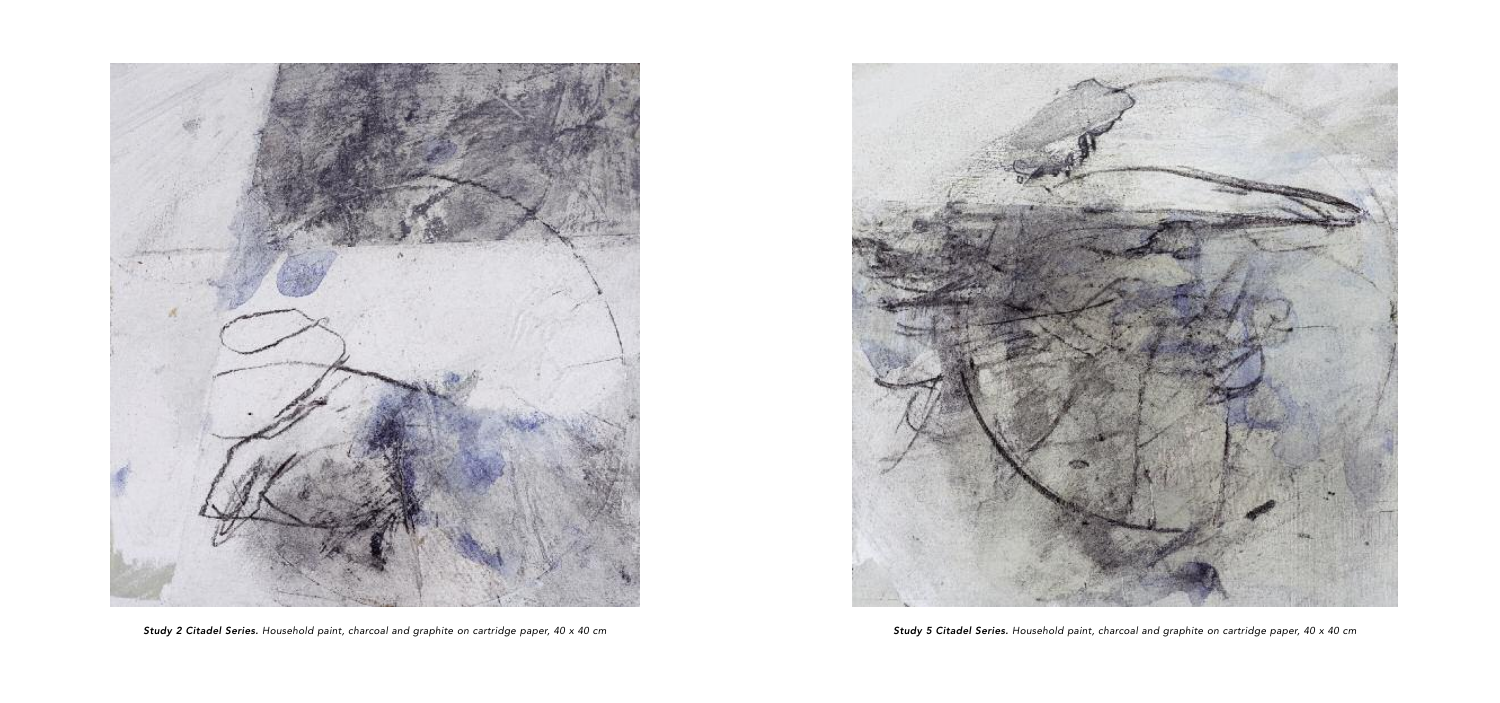***Study 2 Citadel Series.*** *Household paint, charcoal and graphite on cartridge paper, 40 x 40 cm*

***Study 5 Citadel Series.*** *Household paint, charcoal and graphite on cartridge paper, 40 x 40 cm*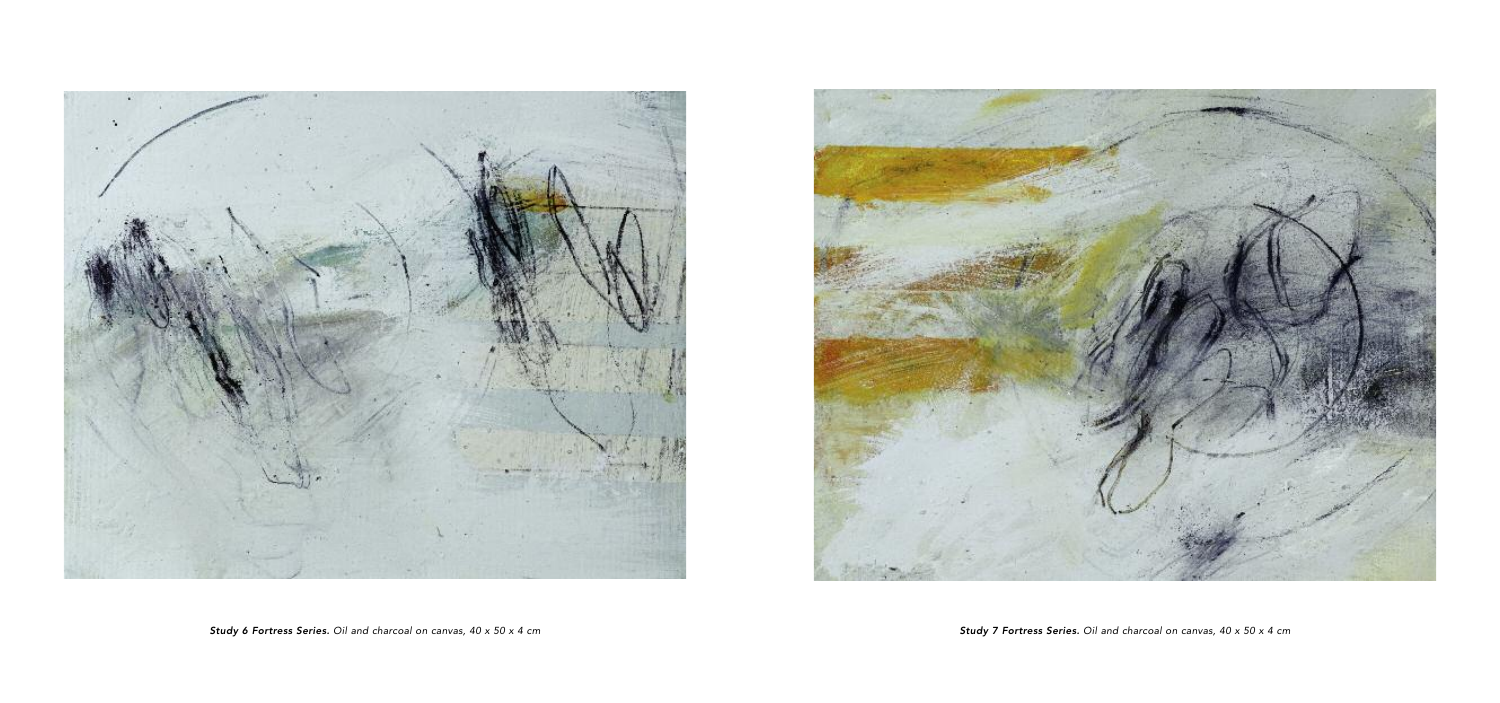***Study 6 Fortress Series.*** *Oil and charcoal on canvas, 40 x 50 x 4 cm*

***Study 7 Fortress Series.*** *Oil and charcoal on canvas, 40 x 50 x 4 cm*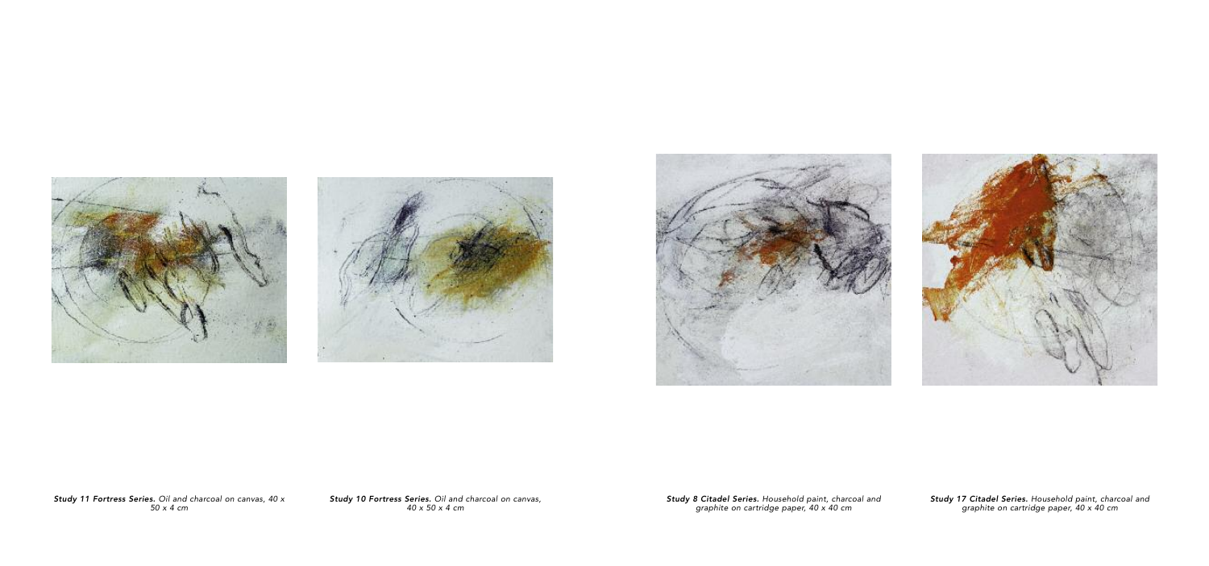***Study 11 Fortress Series.*** *Oil and charcoal on canvas, 40 x 50 x 4 cm*

***Study 10 Fortress Series.*** *Oil and charcoal on canvas, 40 x 50 x 4 cm*

***Study 8 Citadel Series.*** *Household paint, charcoal and graphite on cartridge paper, 40 x 40 cm*

***Study 17 Citadel Series.*** *Household paint, charcoal and graphite on cartridge paper, 40 x 40 cm*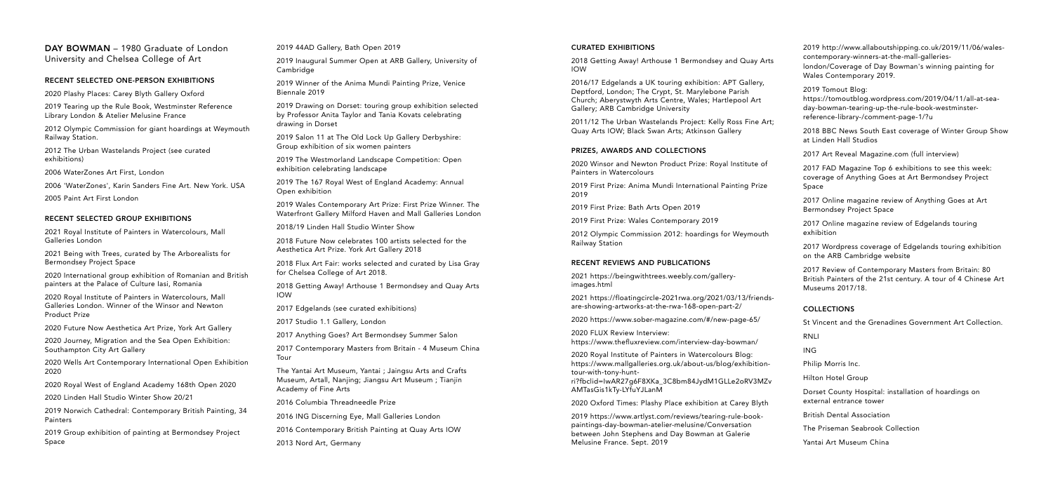**DAY BOWMAN** – 1980 Graduate of London University and Chelsea College of Art

## RECENT SELECTED ONE-PERSON EXHIBITIONS

2020 Plashy Places: Carey Blyth Gallery Oxford

2019 Tearing up the Rule Book, Westminster Reference Library London & Atelier Melusine France

2012 Olympic Commission for giant hoardings at Weymouth Railway Station.

2012 The Urban Wastelands Project (see curated exhibitions)

2006 WaterZones Art First, London

2006 'WaterZones', Karin Sanders Fine Art. New York. USA

2005 Paint Art First London

## RECENT SELECTED GROUP EXHIBITIONS

2021 Royal Institute of Painters in Watercolours, Mall Galleries London

2021 Being with Trees, curated by The Arborealists for Bermondsey Project Space

2020 International group exhibition of Romanian and British painters at the Palace of Culture Iasi, Romania

2020 Royal Institute of Painters in Watercolours, Mall Galleries London. Winner of the Winsor and Newton Product Prize

2020 Future Now Aesthetica Art Prize, York Art Gallery

2020 Journey, Migration and the Sea Open Exhibition: Southampton City Art Gallery

2020 Wells Art Contemporary International Open Exhibition 2020

2020 Royal West of England Academy 168th Open 2020

2020 Linden Hall Studio Winter Show 20/21

2019 Norwich Cathedral: Contemporary British Painting, 34 Painters

2019 Group exhibition of painting at Bermondsey Project Space

2019 44AD Gallery, Bath Open 2019

2019 Inaugural Summer Open at ARB Gallery, University of Cambridge

2019 Winner of the Anima Mundi Painting Prize, Venice Biennale 2019

2019 Drawing on Dorset: touring group exhibition selected by Professor Anita Taylor and Tania Kovats celebrating drawing in Dorset

2019 Salon 11 at The Old Lock Up Gallery Derbyshire: Group exhibition of six women painters

2019 The Westmorland Landscape Competition: Open exhibition celebrating landscape

2019 The 167 Royal West of England Academy: Annual Open exhibition

2019 Wales Contemporary Art Prize: First Prize Winner. The Waterfront Gallery Milford Haven and Mall Galleries London

2018/19 Linden Hall Studio Winter Show

2018 Future Now celebrates 100 artists selected for the Aesthetica Art Prize. York Art Gallery 2018

2018 Flux Art Fair: works selected and curated by Lisa Gray for Chelsea College of Art 2018.

2018 Getting Away! Arthouse 1 Bermondsey and Quay Arts IOW

2017 Edgelands (see curated exhibitions)

2017 Studio 1.1 Gallery, London

2017 Anything Goes? Art Bermondsey Summer Salon

2017 Contemporary Masters from Britain - 4 Museum China Tour

The Yantai Art Museum, Yantai ; Jaingsu Arts and Crafts Museum, Artall, Nanjing; Jiangsu Art Museum ; Tianjin Academy of Fine Arts

2016 Columbia Threadneedle Prize

2016 ING Discerning Eye, Mall Galleries London

2016 Contemporary British Painting at Quay Arts IOW

2013 Nord Art, Germany

## CURATED EXHIBITIONS

2018 Getting Away! Arthouse 1 Bermondsey and Quay Arts IOW

2016/17 Edgelands a UK touring exhibition: APT Gallery, Deptford, London; The Crypt, St. Marylebone Parish Church; Aberystwyth Arts Centre, Wales; Hartlepool Art Gallery; ARB Cambridge University

2011/12 The Urban Wastelands Project: Kelly Ross Fine Art; Quay Arts IOW; Black Swan Arts; Atkinson Gallery

## PRIZES, AWARDS AND COLLECTIONS

2020 Winsor and Newton Product Prize: Royal Institute of Painters in Watercolours

2019 First Prize: Anima Mundi International Painting Prize 2019

2019 First Prize: Bath Arts Open 2019

2019 First Prize: Wales Contemporary 2019

2012 Olympic Commission 2012: hoardings for Weymouth Railway Station

## RECENT REVIEWS AND PUBLICATIONS

2021 https://beingwithtrees.weebly.com/gallery-images.html

2021 https://floatingcircle-2021rwa.org/2021/03/13/friends-are-showing-artworks-at-the-rwa-168-open-part-2/

2020 https://www.sober-magazine.com/#/new-page-65/

2020 FLUX Review Interview: https://www.thefluxreview.com/interview-day-bowman/

2020 Royal Institute of Painters in Watercolours Blog: https://www.mallgalleries.org.uk/about-us/blog/exhibition-tour-with-tony-hunt-ri?fbclid=IwAR27g6F8XKa_3C8bm84JydM1GLLe2oRV3MZvAMTasGis1kTy-LYfuYJLanM

2020 Oxford Times: Plashy Place exhibition at Carey Blyth

2019 https://www.artlyst.com/reviews/tearing-rule-book-paintings-day-bowman-atelier-melusine/Conversation between John Stephens and Day Bowman at Galerie Melusine France. Sept. 2019

2019 http://www.allaboutshipping.co.uk/2019/11/06/wales-contemporary-winners-at-the-mall-galleries-london/Coverage of Day Bowman's winning painting for Wales Contemporary 2019.

2019 Tomout Blog: https://tomoutblog.wordpress.com/2019/04/11/all-at-sea-day-bowman-tearing-up-the-rule-book-westminster-reference-library-/comment-page-1/?u

2018 BBC News South East coverage of Winter Group Show at Linden Hall Studios

2017 Art Reveal Magazine.com (full interview)

2017 FAD Magazine Top 6 exhibitions to see this week: coverage of Anything Goes at Art Bermondsey Project Space

2017 Online magazine review of Anything Goes at Art Bermondsey Project Space

2017 Online magazine review of Edgelands touring exhibition

2017 Wordpress coverage of Edgelands touring exhibition on the ARB Cambridge website

2017 Review of Contemporary Masters from Britain: 80 British Painters of the 21st century. A tour of 4 Chinese Art Museums 2017/18.

## COLLECTIONS

St Vincent and the Grenadines Government Art Collection.

RNLI

ING

Philip Morris Inc.

Hilton Hotel Group

Dorset County Hospital: installation of hoardings on external entrance tower

British Dental Association

The Priseman Seabrook Collection

Yantai Art Museum China